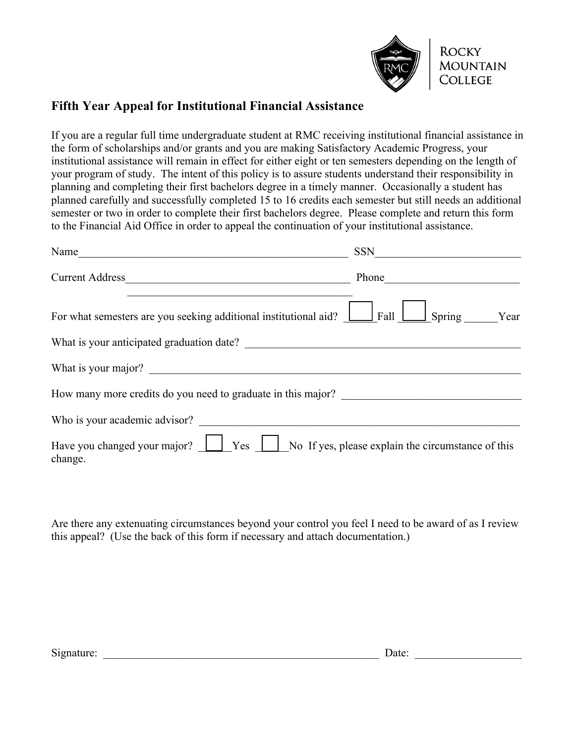Rocky Mountain College

## Fifth Year Appeal for Institutional Financial Assistance

If you are a regular full time undergraduate student at RMC receiving institutional financial assistance in the form of scholarships and/or grants and you are making Satisfactory Academic Progress, your institutional assistance will remain in effect for either eight or ten semesters depending on the length of your program of study. The intent of this policy is to assure students understand their responsibility in planning and completing their first bachelors degree in a timely manner. Occasionally a student has planned carefully and successfully completed 15 to 16 credits each semester but still needs an additional semester or two in order to complete their first bachelors degree. Please complete and return this form to the Financial Aid Office in order to appeal the continuation of your institutional assistance.

Name__________________________________________________ SSN__________________________

Current Address_________________________________________ Phone________________________

_________________________________________

For what semesters are you seeking additional institutional aid? ☐ Fall ☐ Spring ______Year

What is your anticipated graduation date? ___________________________________________________

What is your major? ______________________________________________________________________

How many more credits do you need to graduate in this major? ________________________________

Who is your academic advisor? ____________________________________________________________

Have you changed your major? ☐ Yes ☐ No If yes, please explain the circumstance of this change.

Are there any extenuating circumstances beyond your control you feel I need to be award of as I review this appeal? (Use the back of this form if necessary and attach documentation.)

Signature: ___________________________________________________ Date: ___________________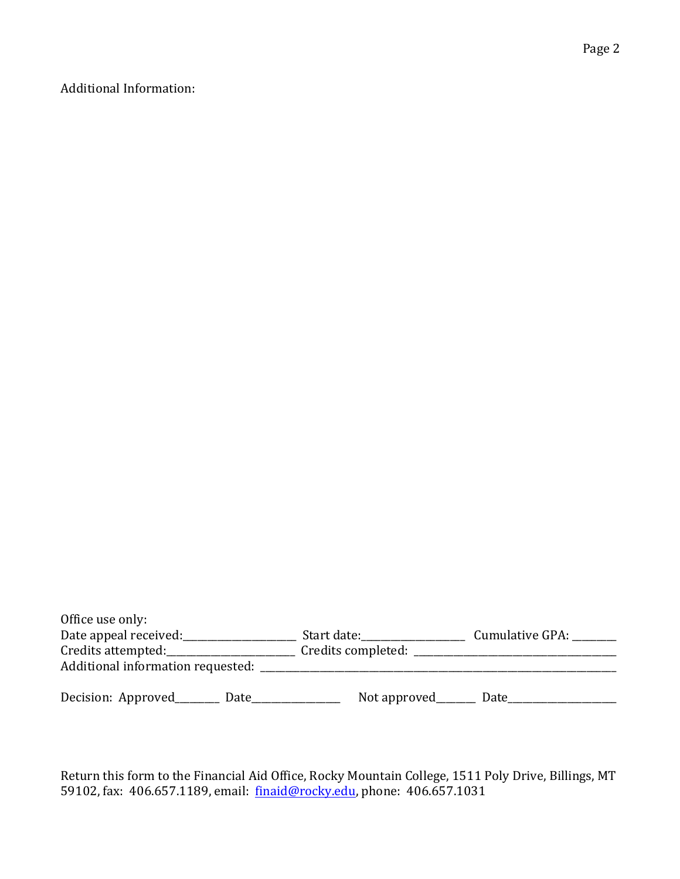Additional Information:

Office use only:
Date appeal received:_____________________ Start date:___________________ Cumulative GPA: ________
Credits attempted:________________________ Credits completed: _____________________________________
Additional information requested: _________________________________________________________________

Decision: Approved________ Date________________ Not approved_______ Date___________________

Return this form to the Financial Aid Office, Rocky Mountain College, 1511 Poly Drive, Billings, MT 59102, fax: 406.657.1189, email: finaid@rocky.edu, phone: 406.657.1031